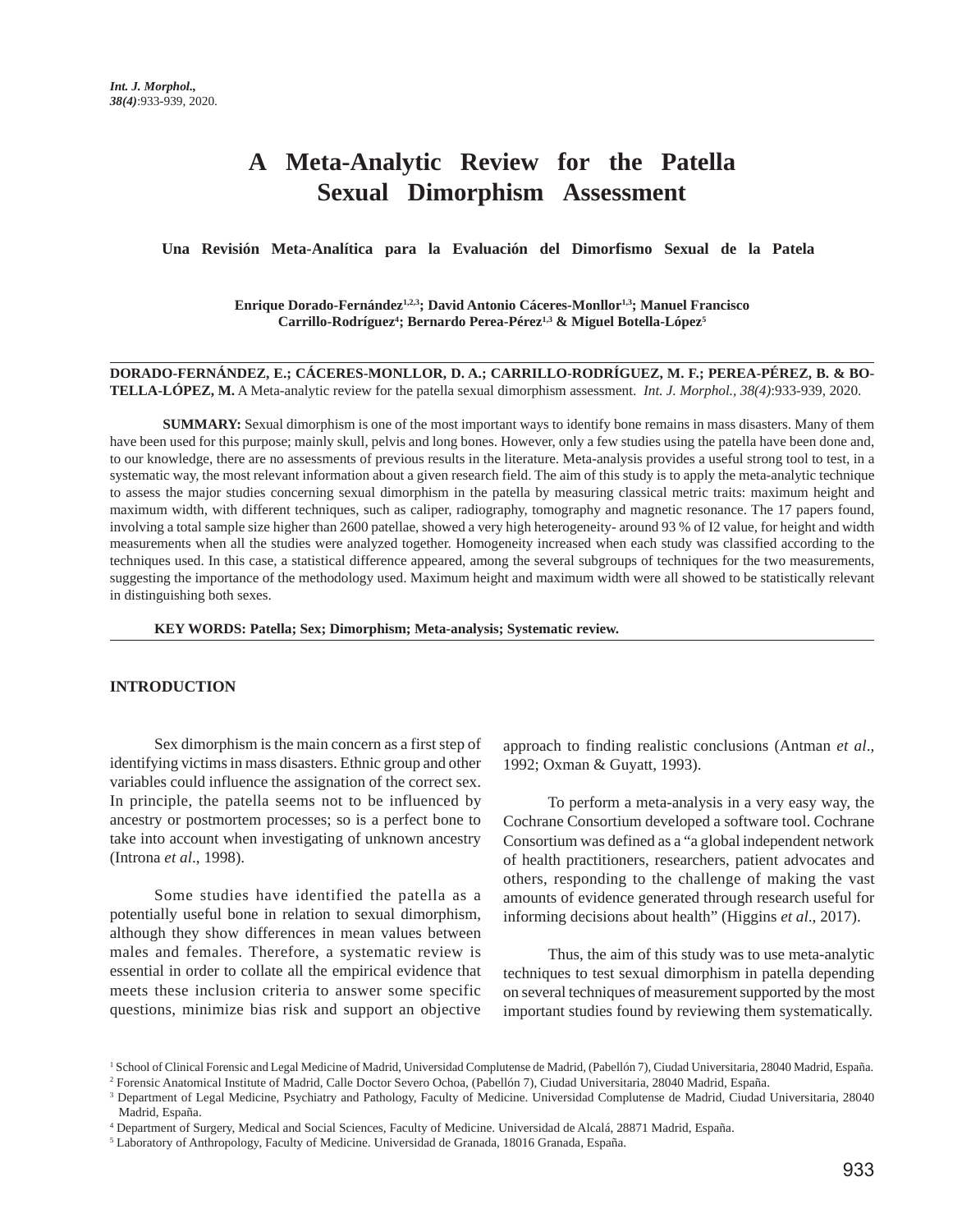# A Meta-Analytic Review for the Patella Sexual Dimorphism Assessment

### Una Revisión Meta-Analítica para la Evaluación del Dimorfismo Sexual de la Patela

**Enrique Dorado-Fernández[1,2,3]; David Antonio Cáceres-Monllor[1,3]; Manuel Francisco Carrillo-Rodríguez[4]; Bernardo Perea-Pérez[1,3] & Miguel Botella-López[5]**

**DORADO-FERNÁNDEZ, E.; CÁCERES-MONLLOR, D. A.; CARRILLO-RODRÍGUEZ, M. F.; PEREA-PÉREZ, B. & BOTELLA-LÓPEZ, M.** A Meta-analytic review for the patella sexual dimorphism assessment. *Int. J. Morphol., 38(4)*:933-939, 2020.

**SUMMARY:** Sexual dimorphism is one of the most important ways to identify bone remains in mass disasters. Many of them have been used for this purpose; mainly skull, pelvis and long bones. However, only a few studies using the patella have been done and, to our knowledge, there are no assessments of previous results in the literature. Meta-analysis provides a useful strong tool to test, in a systematic way, the most relevant information about a given research field. The aim of this study is to apply the meta-analytic technique to assess the major studies concerning sexual dimorphism in the patella by measuring classical metric traits: maximum height and maximum width, with different techniques, such as caliper, radiography, tomography and magnetic resonance. The 17 papers found, involving a total sample size higher than 2600 patellae, showed a very high heterogeneity- around 93 % of I2 value, for height and width measurements when all the studies were analyzed together. Homogeneity increased when each study was classified according to the techniques used. In this case, a statistical difference appeared, among the several subgroups of techniques for the two measurements, suggesting the importance of the methodology used. Maximum height and maximum width were all showed to be statistically relevant in distinguishing both sexes.

**KEY WORDS: Patella; Sex; Dimorphism; Meta-analysis; Systematic review.**

## INTRODUCTION

Sex dimorphism is the main concern as a first step of identifying victims in mass disasters. Ethnic group and other variables could influence the assignation of the correct sex. In principle, the patella seems not to be influenced by ancestry or postmortem processes; so is a perfect bone to take into account when investigating of unknown ancestry (Introna *et al*., 1998).

Some studies have identified the patella as a potentially useful bone in relation to sexual dimorphism, although they show differences in mean values between males and females. Therefore, a systematic review is essential in order to collate all the empirical evidence that meets these inclusion criteria to answer some specific questions, minimize bias risk and support an objective approach to finding realistic conclusions (Antman *et al*., 1992; Oxman & Guyatt, 1993).

To perform a meta-analysis in a very easy way, the Cochrane Consortium developed a software tool. Cochrane Consortium was defined as a "a global independent network of health practitioners, researchers, patient advocates and others, responding to the challenge of making the vast amounts of evidence generated through research useful for informing decisions about health" (Higgins *et al*., 2017).

Thus, the aim of this study was to use meta-analytic techniques to test sexual dimorphism in patella depending on several techniques of measurement supported by the most important studies found by reviewing them systematically.

[1] School of Clinical Forensic and Legal Medicine of Madrid, Universidad Complutense de Madrid, (Pabellón 7), Ciudad Universitaria, 28040 Madrid, España.
[2] Forensic Anatomical Institute of Madrid, Calle Doctor Severo Ochoa, (Pabellón 7), Ciudad Universitaria, 28040 Madrid, España.
[3] Department of Legal Medicine, Psychiatry and Pathology, Faculty of Medicine. Universidad Complutense de Madrid, Ciudad Universitaria, 28040 Madrid, España.
[4] Department of Surgery, Medical and Social Sciences, Faculty of Medicine. Universidad de Alcalá, 28871 Madrid, España.
[5] Laboratory of Anthropology, Faculty of Medicine. Universidad de Granada, 18016 Granada, España.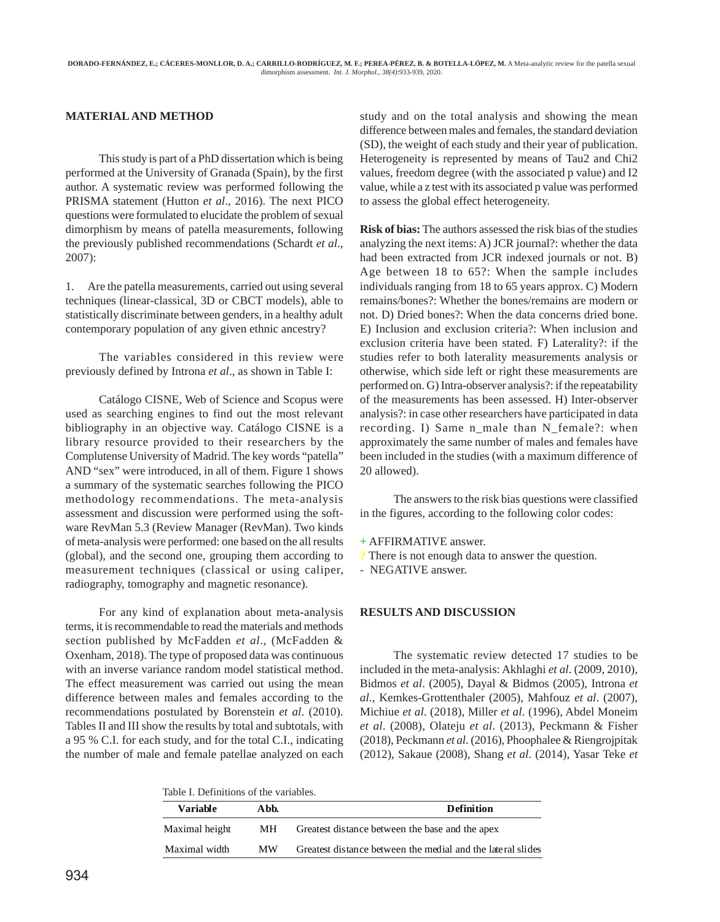## MATERIAL AND METHOD

This study is part of a PhD dissertation which is being performed at the University of Granada (Spain), by the first author. A systematic review was performed following the PRISMA statement (Hutton *et al*., 2016). The next PICO questions were formulated to elucidate the problem of sexual dimorphism by means of patella measurements, following the previously published recommendations (Schardt *et al*., 2007):

1. Are the patella measurements, carried out using several techniques (linear-classical, 3D or CBCT models), able to statistically discriminate between genders, in a healthy adult contemporary population of any given ethnic ancestry?

The variables considered in this review were previously defined by Introna *et al*., as shown in Table I:

Catálogo CISNE, Web of Science and Scopus were used as searching engines to find out the most relevant bibliography in an objective way. Catálogo CISNE is a library resource provided to their researchers by the Complutense University of Madrid. The key words "patella" AND "sex" were introduced, in all of them. Figure 1 shows a summary of the systematic searches following the PICO methodology recommendations. The meta-analysis assessment and discussion were performed using the software RevMan 5.3 (Review Manager (RevMan). Two kinds of meta-analysis were performed: one based on the all results (global), and the second one, grouping them according to measurement techniques (classical or using caliper, radiography, tomography and magnetic resonance).

For any kind of explanation about meta-analysis terms, it is recommendable to read the materials and methods section published by McFadden *et al*., (McFadden & Oxenham, 2018). The type of proposed data was continuous with an inverse variance random model statistical method. The effect measurement was carried out using the mean difference between males and females according to the recommendations postulated by Borenstein *et al*. (2010). Tables II and III show the results by total and subtotals, with a 95 % C.I. for each study, and for the total C.I., indicating the number of male and female patellae analyzed on each study and on the total analysis and showing the mean difference between males and females, the standard deviation (SD), the weight of each study and their year of publication. Heterogeneity is represented by means of Tau2 and Chi2 values, freedom degree (with the associated p value) and I2 value, while a z test with its associated p value was performed to assess the global effect heterogeneity.

**Risk of bias:** The authors assessed the risk bias of the studies analyzing the next items: A) JCR journal?: whether the data had been extracted from JCR indexed journals or not. B) Age between 18 to 65?: When the sample includes individuals ranging from 18 to 65 years approx. C) Modern remains/bones?: Whether the bones/remains are modern or not. D) Dried bones?: When the data concerns dried bone. E) Inclusion and exclusion criteria?: When inclusion and exclusion criteria have been stated. F) Laterality?: if the studies refer to both laterality measurements analysis or otherwise, which side left or right these measurements are performed on. G) Intra-observer analysis?: if the repeatability of the measurements has been assessed. H) Inter-observer analysis?: in case other researchers have participated in data recording. I) Same n_male than N_female?: when approximately the same number of males and females have been included in the studies (with a maximum difference of 20 allowed).

The answers to the risk bias questions were classified in the figures, according to the following color codes:

+ AFFIRMATIVE answer.
? There is not enough data to answer the question.
- NEGATIVE answer.

## RESULTS AND DISCUSSION

The systematic review detected 17 studies to be included in the meta-analysis: Akhlaghi *et al*. (2009, 2010), Bidmos *et al*. (2005), Dayal & Bidmos (2005), Introna *et al*., Kemkes-Grottenthaler (2005), Mahfouz *et al*. (2007), Michiue *et al*. (2018), Miller *et al*. (1996), Abdel Moneim *et al*. (2008), Olateju *et al*. (2013), Peckmann & Fisher (2018), Peckmann *et al*. (2016), Phoophalee & Riengrojpitak (2012), Sakaue (2008), Shang *et al*. (2014), Yasar Teke *et*

Table I. Definitions of the variables.

| Variable | Abb. | Definition |
|---|---|---|
| Maximal height | MH | Greatest distance between the base and the apex |
| Maximal width | MW | Greatest distance between the medial and the lateral slides |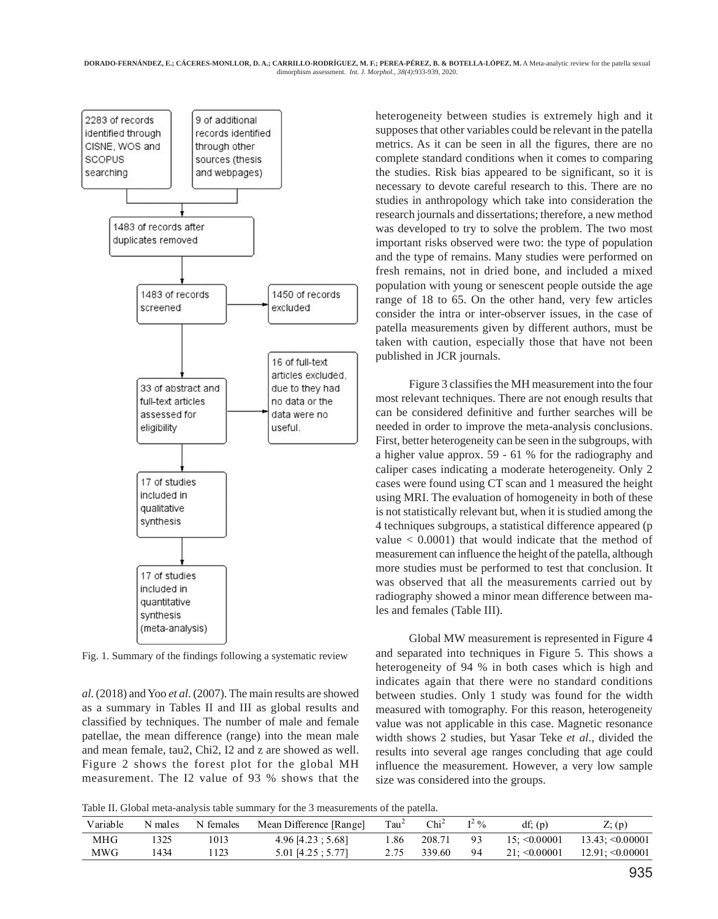2283 of records identified through CISNE, WOS and SCOPUS searching

9 of additional records identified through other sources (thesis and webpages)

1483 of records after duplicates removed

1483 of records screened

1450 of records excluded

33 of abstract and full-text articles assessed for eligibility

16 of full-text articles excluded, due to they had no data or the data were no useful.

17 of studies included in qualitative synthesis

17 of studies included in quantitative synthesis (meta-analysis)

Fig. 1. Summary of the findings following a systematic review

*al*. (2018) and Yoo *et al*. (2007). The main results are showed as a summary in Tables II and III as global results and classified by techniques. The number of male and female patellae, the mean difference (range) into the mean male and mean female, tau2, Chi2, I2 and z are showed as well. Figure 2 shows the forest plot for the global MH measurement. The I2 value of 93 % shows that the heterogeneity between studies is extremely high and it supposes that other variables could be relevant in the patella metrics. As it can be seen in all the figures, there are no complete standard conditions when it comes to comparing the studies. Risk bias appeared to be significant, so it is necessary to devote careful research to this. There are no studies in anthropology which take into consideration the research journals and dissertations; therefore, a new method was developed to try to solve the problem. The two most important risks observed were two: the type of population and the type of remains. Many studies were performed on fresh remains, not in dried bone, and included a mixed population with young or senescent people outside the age range of 18 to 65. On the other hand, very few articles consider the intra or inter-observer issues, in the case of patella measurements given by different authors, must be taken with caution, especially those that have not been published in JCR journals.

Figure 3 classifies the MH measurement into the four most relevant techniques. There are not enough results that can be considered definitive and further searches will be needed in order to improve the meta-analysis conclusions. First, better heterogeneity can be seen in the subgroups, with a higher value approx. 59 - 61 % for the radiography and caliper cases indicating a moderate heterogeneity. Only 2 cases were found using CT scan and 1 measured the height using MRI. The evaluation of homogeneity in both of these is not statistically relevant but, when it is studied among the 4 techniques subgroups, a statistical difference appeared (p value < 0.0001) that would indicate that the method of measurement can influence the height of the patella, although more studies must be performed to test that conclusion. It was observed that all the measurements carried out by radiography showed a minor mean difference between males and females (Table III).

Global MW measurement is represented in Figure 4 and separated into techniques in Figure 5. This shows a heterogeneity of 94 % in both cases which is high and indicates again that there were no standard conditions between studies. Only 1 study was found for the width measured with tomography. For this reason, heterogeneity value was not applicable in this case. Magnetic resonance width shows 2 studies, but Yasar Teke *et al*., divided the results into several age ranges concluding that age could influence the measurement. However, a very low sample size was considered into the groups.

Table II. Global meta-analysis table summary for the 3 measurements of the patella.

| Variable | N males | N females | Mean Difference [Range] | $Tau^2$ | $Chi^2$ | $I^2$ % | df; (p) | Z; (p) |
|---|---|---|---|---|---|---|---|---|
| MHG | 1325 | 1013 | 4.96 [4.23 ; 5.68] | 1.86 | 208.71 | 93 | 15; <0.00001 | 13.43; <0.00001 |
| MWG | 1434 | 1123 | 5.01 [4.25 ; 5.77] | 2.75 | 339.60 | 94 | 21; <0.00001 | 12.91; <0.00001 |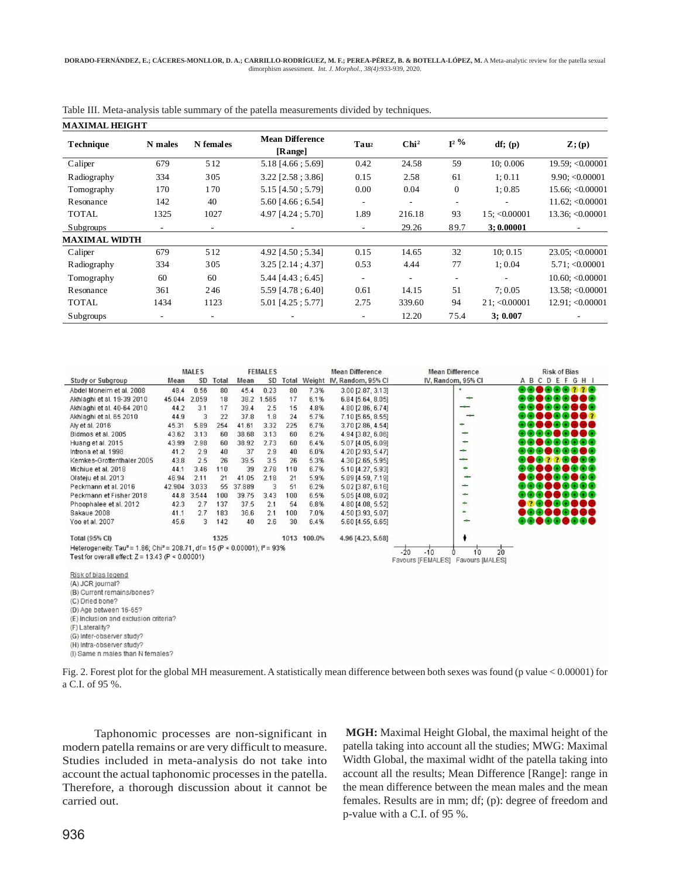Table III. Meta-analysis table summary of the patella measurements divided by techniques.

| Technique | N males | N females | Mean Difference [Range] | $Tau^2$ | $Chi^2$ | $I^2$ % | df; (p) | Z; (p) |
|---|---|---|---|---|---|---|---|---|
| **MAXIMAL HEIGHT** | | | | | | | | |
| Caliper | 679 | 512 | 5.18 [4.66 ; 5.69] | 0.42 | 24.58 | 59 | 10; 0.006 | 19.59; <0.00001 |
| Radiography | 334 | 305 | 3.22 [2.58 ; 3.86] | 0.15 | 2.58 | 61 | 1; 0.11 | 9.90; <0.00001 |
| Tomography | 170 | 170 | 5.15 [4.50 ; 5.79] | 0.00 | 0.04 | 0 | 1; 0.85 | 15.66; <0.00001 |
| Resonance | 142 | 40 | 5.60 [4.66 ; 6.54] | - | - | - | - | 11.62; <0.00001 |
| TOTAL | 1325 | 1027 | 4.97 [4.24 ; 5.70] | 1.89 | 216.18 | 93 | 15; <0.00001 | 13.36; <0.00001 |
| Subgroups | - | - | - | - | 29.26 | 89.7 | **3; 0.00001** | - |
| **MAXIMAL WIDTH** | | | | | | | | |
| Caliper | 679 | 512 | 4.92 [4.50 ; 5.34] | 0.15 | 14.65 | 32 | 10; 0.15 | 23.05; <0.00001 |
| Radiography | 334 | 305 | 3.25 [2.14 ; 4.37] | 0.53 | 4.44 | 77 | 1; 0.04 | 5.71; <0.00001 |
| Tomography | 60 | 60 | 5.44 [4.43 ; 6.45] | - | - | - | - | 10.60; <0.00001 |
| Resonance | 361 | 246 | 5.59 [4.78 ; 6.40] | 0.61 | 14.15 | 51 | 7; 0.05 | 13.58; <0.00001 |
| TOTAL | 1434 | 1123 | 5.01 [4.25 ; 5.77] | 2.75 | 339.60 | 94 | 21; <0.00001 | 12.91; <0.00001 |
| Subgroups | - | - | - | - | 12.20 | 75.4 | **3; 0.007** | - |

| Study or Subgroup | MALES Mean | MALES SD | MALES Total | FEMALES Mean | FEMALES SD | FEMALES Total | Weight | Mean Difference IV, Random, 95% CI |
|---|---|---|---|---|---|---|---|---|
| Abdel Moneim et al. 2008 | 48.4 | 0.56 | 80 | 45.4 | 0.23 | 80 | 7.3% | 3.00 [2.87, 3.13] |
| Akhlaghi et al. 19-39 2010 | 45.044 | 2.059 | 18 | 38.2 | 1.565 | 17 | 6.1% | 6.84 [5.64, 8.05] |
| Akhlaghi et al. 40-64 2010 | 44.2 | 3.1 | 17 | 39.4 | 2.5 | 15 | 4.8% | 4.80 [2.86, 6.74] |
| Akhlaghi et al. 65 2010 | 44.9 | 3 | 22 | 37.8 | 1.8 | 24 | 5.7% | 7.10 [5.65, 8.55] |
| Aly et al. 2016 | 45.31 | 5.89 | 254 | 41.61 | 3.32 | 225 | 6.7% | 3.70 [2.86, 4.54] |
| Bidmos et al. 2005 | 43.62 | 3.13 | 60 | 38.68 | 3.13 | 60 | 6.2% | 4.94 [3.82, 6.06] |
| Huang et al. 2015 | 43.99 | 2.98 | 60 | 38.92 | 2.73 | 60 | 6.4% | 5.07 [4.05, 6.09] |
| Introna et al. 1998 | 41.2 | 2.9 | 40 | 37 | 2.9 | 40 | 6.0% | 4.20 [2.93, 5.47] |
| Kemkes-Grottenthaler 2005 | 43.8 | 2.5 | 26 | 39.5 | 3.5 | 26 | 5.3% | 4.30 [2.65, 5.95] |
| Michiue et al. 2018 | 44.1 | 3.46 | 110 | 39 | 2.78 | 110 | 6.7% | 5.10 [4.27, 5.93] |
| Olateju et al. 2013 | 46.94 | 2.11 | 21 | 41.05 | 2.18 | 21 | 5.9% | 5.89 [4.59, 7.19] |
| Peckmann et al. 2016 | 42.904 | 3.033 | 55 | 37.889 | 3 | 51 | 6.2% | 5.02 [3.87, 6.16] |
| Peckmann et Fisher 2018 | 44.8 | 3.544 | 100 | 39.75 | 3.43 | 100 | 6.5% | 5.05 [4.08, 6.02] |
| Phoophalee et al. 2012 | 42.3 | 2.7 | 137 | 37.5 | 2.1 | 54 | 6.8% | 4.80 [4.08, 5.52] |
| Sakaue 2008 | 41.1 | 2.7 | 183 | 36.6 | 2.1 | 100 | 7.0% | 4.50 [3.93, 5.07] |
| Yoo et al. 2007 | 45.6 | 3 | 142 | 40 | 2.6 | 30 | 6.4% | 5.60 [4.55, 6.65] |
| **Total (95% CI)** | | | 1325 | | | 1013 | 100.0% | 4.96 [4.23, 5.68] |

Heterogeneity: $Tau^2 = 1.86$; $Chi^2 = 208.71$, $df = 15$ ($P < 0.00001$); $I^2 = 93\%$
Test for overall effect: $Z = 13.43$ ($P < 0.00001$)

Favours [FEMALES] Favours [MALES]

Risk of bias legend
(A) JCR journal?
(B) Current remains/bones?
(C) Dried bone?
(D) Age between 16-65?
(E) Inclusion and exclusion criteria?
(F) Laterality?
(G) Inter-observer study?
(H) Intra-observer study?
(I) Same n males than N females?

Fig. 2. Forest plot for the global MH measurement. A statistically mean difference between both sexes was found (p value < 0.00001) for a C.I. of 95 %.

**MGH:** Maximal Height Global, the maximal height of the patella taking into account all the studies; MWG: Maximal Width Global, the maximal widht of the patella taking into account all the results; Mean Difference [Range]: range in the mean difference between the mean males and the mean females. Results are in mm; df; (p): degree of freedom and p-value with a C.I. of 95 %.

Taphonomic processes are non-significant in modern patella remains or are very difficult to measure. Studies included in meta-analysis do not take into account the actual taphonomic processes in the patella. Therefore, a thorough discussion about it cannot be carried out.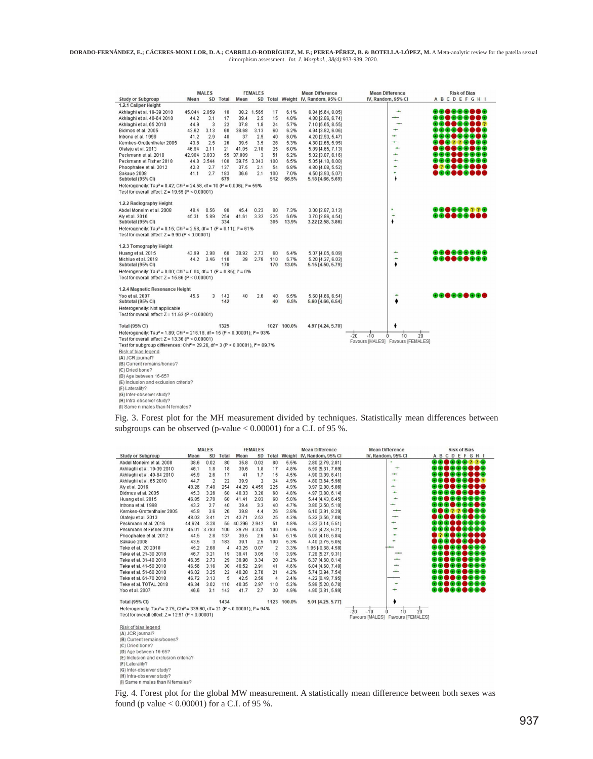| Study or Subgroup | MALES Mean | SD | Total | FEMALES Mean | SD | Total | Weight | Mean Difference IV, Random, 95% CI |
|---|---|---|---|---|---|---|---|---|
| **1.2.1 Caliper Height** | | | | | | | | |
| Akhlaghi et al. 19-39 2010 | 45.044 | 2.059 | 18 | 38.2 | 1.565 | 17 | 6.1% | 6.84 [5.64, 8.05] |
| Akhlaghi et al. 40-64 2010 | 44.2 | 3.1 | 17 | 39.4 | 2.5 | 15 | 4.8% | 4.80 [2.86, 6.74] |
| Akhlaghi et al. 65 2010 | 44.9 | 3 | 22 | 37.8 | 1.8 | 24 | 5.7% | 7.10 [5.65, 8.55] |
| Bidmos et al. 2005 | 43.62 | 3.13 | 60 | 38.68 | 3.13 | 60 | 6.2% | 4.94 [3.82, 6.06] |
| Introna et al. 1998 | 41.2 | 2.9 | 40 | 37 | 2.9 | 40 | 6.0% | 4.20 [2.93, 5.47] |
| Kemkes-Grottenthaler 2005 | 43.8 | 2.5 | 26 | 39.5 | 3.5 | 26 | 5.3% | 4.30 [2.65, 5.95] |
| Olateju et al. 2013 | 46.94 | 2.11 | 21 | 41.05 | 2.18 | 25 | 6.0% | 5.89 [4.65, 7.13] |
| Peckmann et al. 2016 | 42.904 | 3.033 | 55 | 37.889 | 3 | 51 | 6.2% | 5.02 [3.87, 6.16] |
| Peckmann et Fisher 2018 | 44.8 | 3.544 | 100 | 39.75 | 3.343 | 100 | 6.5% | 5.05 [4.10, 6.00] |
| Phoophalee et al. 2012 | 42.3 | 2.7 | 137 | 37.5 | 2.1 | 54 | 6.8% | 4.80 [4.08, 5.52] |
| Sakaue 2008 | 41.1 | 2.7 | 183 | 36.6 | 2.1 | 100 | 7.0% | 4.50 [3.93, 5.07] |
| **Subtotal (95% CI)** | | | 679 | | | 512 | 66.5% | 5.18 [4.66, 5.69] |
| Heterogeneity: Tau² = 0.42; Chi² = 24.58, df = 10 (P = 0.006); I² = 59% | | | | | | | | |
| Test for overall effect: Z = 19.59 (P < 0.00001) | | | | | | | | |
| **1.2.2 Radiography Height** | | | | | | | | |
| Abdel Moneim et al. 2008 | 48.4 | 0.56 | 80 | 45.4 | 0.23 | 80 | 7.3% | 3.00 [2.87, 3.13] |
| Aly et al. 2016 | 45.31 | 5.89 | 254 | 41.61 | 3.32 | 225 | 6.6% | 3.70 [2.86, 4.54] |
| **Subtotal (95% CI)** | | | 334 | | | 305 | 13.9% | 3.22 [2.58, 3.86] |
| Heterogeneity: Tau² = 0.15; Chi² = 2.58, df = 1 (P = 0.11); I² = 61% | | | | | | | | |
| Test for overall effect: Z = 9.90 (P < 0.00001) | | | | | | | | |
| **1.2.3 Tomography Height** | | | | | | | | |
| Huang et al. 2015 | 43.99 | 2.98 | 60 | 38.92 | 2.73 | 60 | 6.4% | 5.07 [4.05, 6.09] |
| Michiue et al. 2018 | 44.2 | 3.46 | 110 | 39 | 2.78 | 110 | 6.7% | 5.20 [4.37, 6.03] |
| **Subtotal (95% CI)** | | | 170 | | | 170 | 13.0% | 5.15 [4.50, 5.79] |
| Heterogeneity: Tau² = 0.00; Chi² = 0.04, df = 1 (P = 0.85); I² = 0% | | | | | | | | |
| Test for overall effect: Z = 15.66 (P < 0.00001) | | | | | | | | |
| **1.2.4 Magnetic Resonance Height** | | | | | | | | |
| Yoo et al. 2007 | 45.6 | 3 | 142 | 40 | 2.6 | 40 | 6.5% | 5.60 [4.66, 6.54] |
| **Subtotal (95% CI)** | | | 142 | | | 40 | 6.5% | 5.60 [4.66, 6.54] |
| Heterogeneity: Not applicable | | | | | | | | |
| Test for overall effect: Z = 11.62 (P < 0.00001) | | | | | | | | |
| **Total (95% CI)** | | | 1325 | | | 1027 | 100.0% | 4.97 [4.24, 5.70] |
| Heterogeneity: Tau² = 1.89; Chi² = 216.18, df = 15 (P < 0.00001); I² = 93% | | | | | | | | |
| Test for overall effect: Z = 13.36 (P < 0.00001) | | | | | | | | |
| Test for subgroup differences: Chi² = 29.26, df = 3 (P < 0.00001), I² = 89.7% | | | | | | | | |

Favours [MALES] Favours [FEMALES]

Risk of bias legend
(A) JCR journal?
(B) Current remains/bones?
(C) Dried bone?
(D) Age between 16-65?
(E) Inclusion and exclusion criteria?
(F) Laterality?
(G) Inter-observer study?
(H) Intra-observer study?
(I) Same n males than N females?

Fig. 3. Forest plot for the MH measurement divided by techniques. Statistically mean differences between subgroups can be observed (p-value < 0.00001) for a C.I. of 95 %.

| Study or Subgroup | MALES Mean | SD | Total | FEMALES Mean | SD | Total | Weight | Mean Difference IV, Random, 95% CI |
|---|---|---|---|---|---|---|---|---|
| Abdel Moneim et al. 2008 | 38.6 | 0.02 | 80 | 35.8 | 0.02 | 80 | 5.5% | 2.80 [2.79, 2.81] |
| Akhlaghi et al. 19-39 2010 | 46.1 | 1.8 | 18 | 39.6 | 1.8 | 17 | 4.8% | 6.50 [5.31, 7.69] |
| Akhlaghi et al. 40-64 2010 | 45.9 | 2.6 | 17 | 41 | 1.7 | 15 | 4.5% | 4.90 [3.39, 6.41] |
| Akhlaghi et al. 65 2010 | 44.7 | 2 | 22 | 39.9 | 2 | 24 | 4.9% | 4.80 [3.64, 5.96] |
| Aly et al. 2016 | 48.26 | 7.48 | 254 | 44.29 | 4.459 | 225 | 4.9% | 3.97 [2.88, 5.06] |
| Bidmos et al. 2005 | 45.3 | 3.26 | 60 | 40.33 | 3.28 | 60 | 4.8% | 4.97 [3.80, 6.14] |
| Huang et al. 2015 | 46.85 | 2.79 | 60 | 41.41 | 2.83 | 60 | 5.0% | 5.44 [4.43, 6.45] |
| Introna et al. 1998 | 43.2 | 2.7 | 40 | 39.4 | 3.2 | 40 | 4.7% | 3.80 [2.50, 5.10] |
| Kemkes-Grottenthaler 2005 | 45.9 | 3.6 | 26 | 39.8 | 4.4 | 26 | 3.8% | 6.10 [3.91, 8.29] |
| Olateju et al. 2013 | 48.03 | 3.41 | 21 | 42.71 | 2.52 | 25 | 4.2% | 5.32 [3.56, 7.08] |
| Peckmann et al. 2016 | 44.624 | 3.28 | 55 | 40.296 | 2.942 | 51 | 4.8% | 4.33 [3.14, 5.51] |
| Peckmann et Fisher 2018 | 45.01 | 3.783 | 100 | 39.79 | 3.328 | 100 | 5.0% | 5.22 [4.23, 6.21] |
| Phoophalee et al. 2012 | 44.5 | 2.8 | 137 | 39.5 | 2.6 | 54 | 5.1% | 5.00 [4.16, 5.84] |
| Sakaue 2008 | 43.5 | 3 | 183 | 39.1 | 2.5 | 100 | 5.3% | 4.40 [3.75, 5.05] |
| Teke et al. 20 2018 | 45.2 | 2.68 | 4 | 43.25 | 0.07 | 2 | 3.3% | 1.95 [-0.68, 4.58] |
| Teke et al. 21-30 2018 | 46.7 | 3.21 | 19 | 39.41 | 3.05 | 18 | 3.9% | 7.29 [5.27, 9.31] |
| Teke et al. 31-40 2018 | 46.35 | 2.73 | 29 | 39.98 | 3.34 | 20 | 4.2% | 6.37 [4.60, 8.14] |
| Teke et al. 41-50 2018 | 46.56 | 3.16 | 30 | 40.52 | 2.91 | 41 | 4.6% | 6.04 [4.60, 7.48] |
| Teke et al. 51-60 2018 | 46.02 | 3.25 | 22 | 40.28 | 2.76 | 21 | 4.2% | 5.74 [3.94, 7.54] |
| Teke et al. 61-70 2018 | 46.72 | 3.13 | 5 | 42.5 | 2.58 | 4 | 2.4% | 4.22 [0.49, 7.95] |
| Teke et al. TOTAL 2018 | 46.34 | 3.02 | 110 | 40.35 | 2.97 | 110 | 5.2% | 5.99 [5.20, 6.78] |
| Yoo et al. 2007 | 46.6 | 3.1 | 142 | 41.7 | 2.7 | 30 | 4.9% | 4.90 [3.81, 5.99] |
| **Total (95% CI)** | | | 1434 | | | 1123 | 100.0% | 5.01 [4.25, 5.77] |
| Heterogeneity: Tau² = 2.75; Chi² = 339.60, df = 21 (P < 0.00001); I² = 94% | | | | | | | | |
| Test for overall effect: Z = 12.91 (P < 0.00001) | | | | | | | | |

Favours [MALES] Favours [FEMALES]

Risk of bias legend
(A) JCR journal?
(B) Current remains/bones?
(C) Dried bone?
(D) Age between 16-65?
(E) Inclusion and exclusion criteria?
(F) Laterality?
(G) Inter-observer study?
(H) Intra-observer study?
(I) Same n males than N females?

Fig. 4. Forest plot for the global MW measurement. A statistically mean difference between both sexes was found (p value < 0.00001) for a C.I. of 95 %.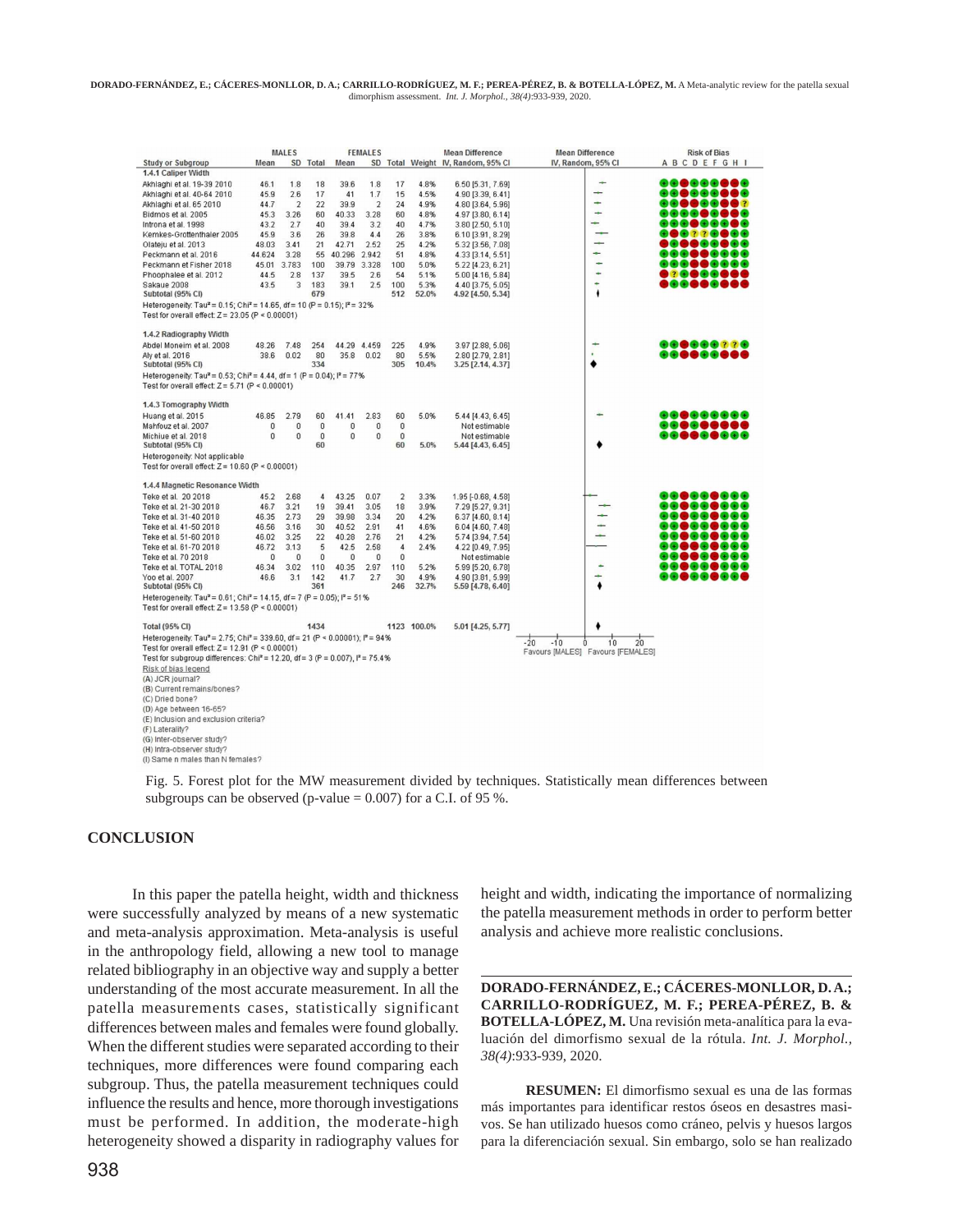| Study or Subgroup | MALES Mean | SD | Total | FEMALES Mean | SD | Total | Weight | Mean Difference IV, Random, 95% CI | Risk of Bias A B C D E F G H I |
|---|---|---|---|---|---|---|---|---|---|
| **1.4.1 Caliper Width** | | | | | | | | | |
| Akhlaghi et al. 19-39 2010 | 46.1 | 1.8 | 18 | 39.6 | 1.8 | 17 | 4.8% | 6.50 [5.31, 7.69] | |
| Akhlaghi et al. 40-64 2010 | 45.9 | 2.6 | 17 | 41 | 1.7 | 15 | 4.5% | 4.90 [3.39, 6.41] | |
| Akhlaghi et al. 65 2010 | 44.7 | 2 | 22 | 39.9 | 2 | 24 | 4.9% | 4.80 [3.64, 5.96] | |
| Bidmos et al. 2005 | 45.3 | 3.26 | 60 | 40.33 | 3.28 | 60 | 4.8% | 4.97 [3.80, 6.14] | |
| Introna et al. 1998 | 43.2 | 2.7 | 40 | 39.4 | 3.2 | 40 | 4.7% | 3.80 [2.50, 5.10] | |
| Kemkes-Grottenthaler 2005 | 45.9 | 3.6 | 26 | 39.8 | 4.4 | 26 | 3.8% | 6.10 [3.91, 8.29] | |
| Olateju et al. 2013 | 48.03 | 3.41 | 21 | 42.71 | 2.52 | 25 | 4.2% | 5.32 [3.56, 7.08] | |
| Peckmann et al. 2016 | 44.624 | 3.28 | 55 | 40.296 | 2.942 | 51 | 4.8% | 4.33 [3.14, 5.51] | |
| Peckmann et Fisher 2018 | 45.01 | 3.783 | 100 | 39.79 | 3.328 | 100 | 5.0% | 5.22 [4.23, 6.21] | |
| Phoophalee et al. 2012 | 44.5 | 2.8 | 137 | 39.5 | 2.6 | 54 | 5.1% | 5.00 [4.16, 5.84] | |
| Sakaue 2008 | 43.5 | 3 | 183 | 39.1 | 2.5 | 100 | 5.3% | 4.40 [3.75, 5.05] | |
| Subtotal (95% CI) | | | 679 | | | 512 | 52.0% | 4.92 [4.50, 5.34] | |
| Heterogeneity: $Tau^2 = 0.15$; $Chi^2 = 14.65$, df = 10 (P = 0.15); $I^2 = 32\%$ | | | | | | | | | |
| Test for overall effect: Z = 23.05 (P < 0.00001) | | | | | | | | | |
| **1.4.2 Radiography Width** | | | | | | | | | |
| Abdel Moneim et al. 2008 | 48.26 | 7.48 | 254 | 44.29 | 4.459 | 225 | 4.9% | 3.97 [2.88, 5.06] | |
| Aly et al. 2016 | 38.6 | 0.02 | 80 | 35.8 | 0.02 | 80 | 5.5% | 2.80 [2.79, 2.81] | |
| Subtotal (95% CI) | | | 334 | | | 305 | 10.4% | 3.25 [2.14, 4.37] | |
| Heterogeneity: $Tau^2 = 0.53$; $Chi^2 = 4.44$, df = 1 (P = 0.04); $I^2 = 77\%$ | | | | | | | | | |
| Test for overall effect: Z = 5.71 (P < 0.00001) | | | | | | | | | |
| **1.4.3 Tomography Width** | | | | | | | | | |
| Huang et al. 2015 | 46.85 | 2.79 | 60 | 41.41 | 2.83 | 60 | 5.0% | 5.44 [4.43, 6.45] | |
| Mahfouz et al. 2007 | 0 | 0 | 0 | 0 | 0 | 0 | | Not estimable | |
| Michiue et al. 2018 | 0 | 0 | 0 | 0 | 0 | 0 | | Not estimable | |
| Subtotal (95% CI) | | | 60 | | | 60 | 5.0% | 5.44 [4.43, 6.45] | |
| Heterogeneity: Not applicable | | | | | | | | | |
| Test for overall effect: Z = 10.60 (P < 0.00001) | | | | | | | | | |
| **1.4.4 Magnetic Resonance Width** | | | | | | | | | |
| Teke et al. 20 2018 | 45.2 | 2.68 | 4 | 43.25 | 0.07 | 2 | 3.3% | 1.95 [-0.68, 4.58] | |
| Teke et al. 21-30 2018 | 46.7 | 3.21 | 19 | 39.41 | 3.05 | 18 | 3.9% | 7.29 [5.27, 9.31] | |
| Teke et al. 31-40 2018 | 46.35 | 2.73 | 29 | 39.98 | 3.34 | 20 | 4.2% | 6.37 [4.60, 8.14] | |
| Teke et al. 41-50 2018 | 46.56 | 3.16 | 30 | 40.52 | 2.91 | 41 | 4.6% | 6.04 [4.60, 7.48] | |
| Teke et al. 51-60 2018 | 46.02 | 3.25 | 22 | 40.28 | 2.76 | 21 | 4.2% | 5.74 [3.94, 7.54] | |
| Teke et al. 61-70 2018 | 46.72 | 3.13 | 5 | 42.5 | 2.58 | 4 | 2.4% | 4.22 [0.49, 7.95] | |
| Teke et al. 70 2018 | 0 | 0 | 0 | 0 | 0 | 0 | | Not estimable | |
| Teke et al. TOTAL 2018 | 46.34 | 3.02 | 110 | 40.35 | 2.97 | 110 | 5.2% | 5.99 [5.20, 6.78] | |
| Yoo et al. 2007 | 46.6 | 3.1 | 142 | 41.7 | 2.7 | 30 | 4.9% | 4.90 [3.81, 5.99] | |
| Subtotal (95% CI) | | | 361 | | | 246 | 32.7% | 5.59 [4.78, 6.40] | |
| Heterogeneity: $Tau^2 = 0.61$; $Chi^2 = 14.15$, df = 7 (P = 0.05); $I^2 = 51\%$ | | | | | | | | | |
| Test for overall effect: Z = 13.58 (P < 0.00001) | | | | | | | | | |
| **Total (95% CI)** | | | 1434 | | | 1123 | 100.0% | 5.01 [4.25, 5.77] | |
| Heterogeneity: $Tau^2 = 2.75$; $Chi^2 = 339.60$, df = 21 (P < 0.00001); $I^2 = 94\%$ | | | | | | | | | |
| Test for overall effect: Z = 12.91 (P < 0.00001) | | | | | | | | | |
| Test for subgroup differences: $Chi^2 = 12.20$, df = 3 (P = 0.007), $I^2 = 75.4\%$ | | | | | | | | | |

-20 -10 0 10 20
Favours [MALES] Favours [FEMALES]

Risk of bias legend
(A) JCR journal?
(B) Current remains/bones?
(C) Dried bone?
(D) Age between 16-65?
(E) Inclusion and exclusion criteria?
(F) Laterality?
(G) Inter-observer study?
(H) Intra-observer study?
(I) Same n males than N females?

Fig. 5. Forest plot for the MW measurement divided by techniques. Statistically mean differences between subgroups can be observed (p-value = 0.007) for a C.I. of 95 %.

## CONCLUSION

In this paper the patella height, width and thickness were successfully analyzed by means of a new systematic and meta-analysis approximation. Meta-analysis is useful in the anthropology field, allowing a new tool to manage related bibliography in an objective way and supply a better understanding of the most accurate measurement. In all the patella measurements cases, statistically significant differences between males and females were found globally. When the different studies were separated according to their techniques, more differences were found comparing each subgroup. Thus, the patella measurement techniques could influence the results and hence, more thorough investigations must be performed. In addition, the moderate-high heterogeneity showed a disparity in radiography values for height and width, indicating the importance of normalizing the patella measurement methods in order to perform better analysis and achieve more realistic conclusions.

**DORADO-FERNÁNDEZ, E.; CÁCERES-MONLLOR, D. A.; CARRILLO-RODRÍGUEZ, M. F.; PEREA-PÉREZ, B. & BOTELLA-LÓPEZ, M.** Una revisión meta-analítica para la evaluación del dimorfismo sexual de la rótula. *Int. J. Morphol., 38(4)*:933-939, 2020.

**RESUMEN:** El dimorfismo sexual es una de las formas más importantes para identificar restos óseos en desastres masivos. Se han utilizado huesos como cráneo, pelvis y huesos largos para la diferenciación sexual. Sin embargo, solo se han realizado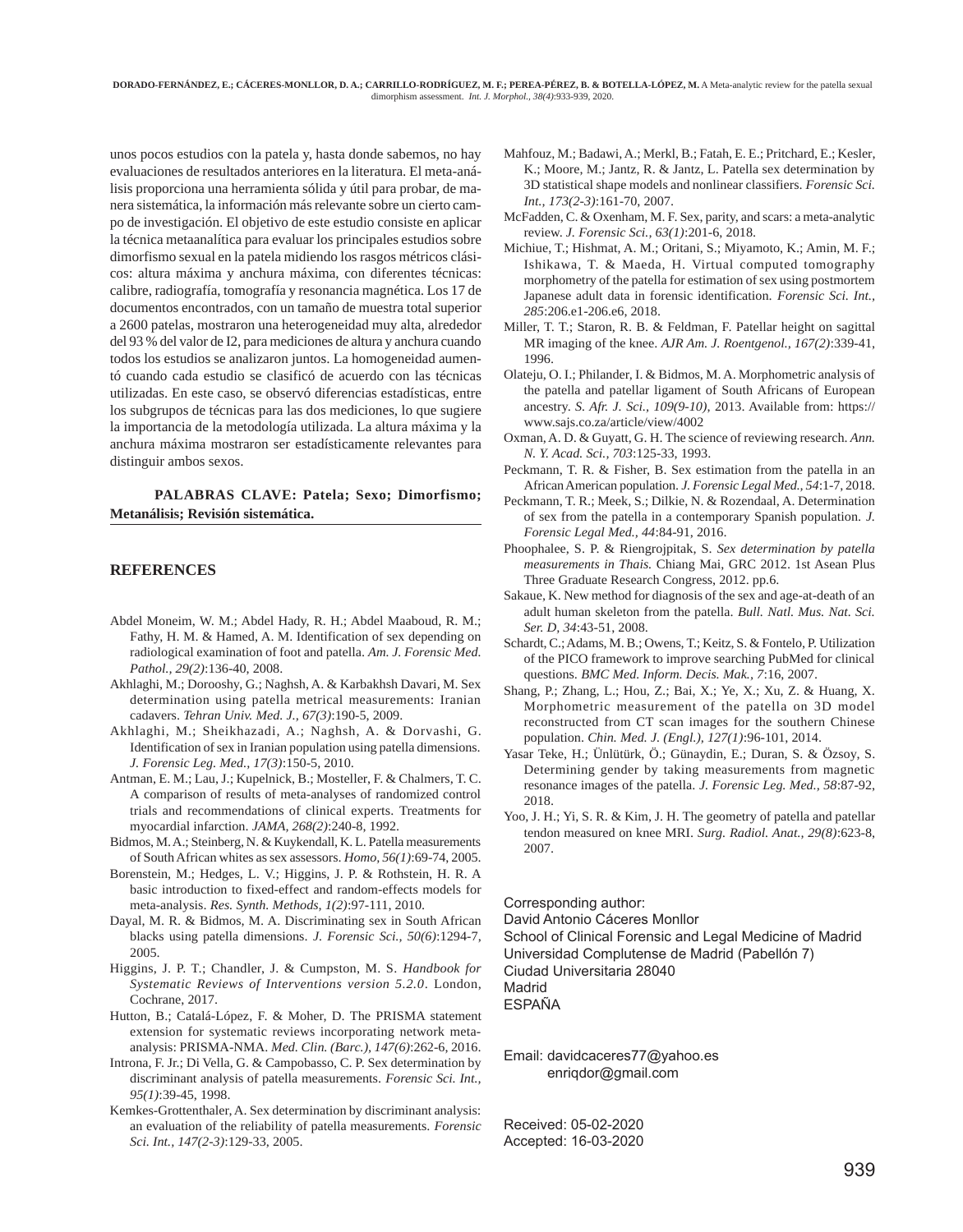unos pocos estudios con la patela y, hasta donde sabemos, no hay evaluaciones de resultados anteriores en la literatura. El meta-análisis proporciona una herramienta sólida y útil para probar, de manera sistemática, la información más relevante sobre un cierto campo de investigación. El objetivo de este estudio consiste en aplicar la técnica metaanalítica para evaluar los principales estudios sobre dimorfismo sexual en la patela midiendo los rasgos métricos clásicos: altura máxima y anchura máxima, con diferentes técnicas: calibre, radiografía, tomografía y resonancia magnética. Los 17 de documentos encontrados, con un tamaño de muestra total superior a 2600 patelas, mostraron una heterogeneidad muy alta, alrededor del 93 % del valor de I2, para mediciones de altura y anchura cuando todos los estudios se analizaron juntos. La homogeneidad aumentó cuando cada estudio se clasificó de acuerdo con las técnicas utilizadas. En este caso, se observó diferencias estadísticas, entre los subgrupos de técnicas para las dos mediciones, lo que sugiere la importancia de la metodología utilizada. La altura máxima y la anchura máxima mostraron ser estadísticamente relevantes para distinguir ambos sexos.

**PALABRAS CLAVE: Patela; Sexo; Dimorfismo; Metanálisis; Revisión sistemática.**

## REFERENCES

Abdel Moneim, W. M.; Abdel Hady, R. H.; Abdel Maaboud, R. M.; Fathy, H. M. & Hamed, A. M. Identification of sex depending on radiological examination of foot and patella. *Am. J. Forensic Med. Pathol., 29(2)*:136-40, 2008.

Akhlaghi, M.; Dorooshy, G.; Naghsh, A. & Karbakhsh Davari, M. Sex determination using patella metrical measurements: Iranian cadavers. *Tehran Univ. Med. J., 67(3)*:190-5, 2009.

Akhlaghi, M.; Sheikhazadi, A.; Naghsh, A. & Dorvashi, G. Identification of sex in Iranian population using patella dimensions. *J. Forensic Leg. Med., 17(3)*:150-5, 2010.

Antman, E. M.; Lau, J.; Kupelnick, B.; Mosteller, F. & Chalmers, T. C. A comparison of results of meta-analyses of randomized control trials and recommendations of clinical experts. Treatments for myocardial infarction. *JAMA, 268(2)*:240-8, 1992.

Bidmos, M. A.; Steinberg, N. & Kuykendall, K. L. Patella measurements of South African whites as sex assessors. *Homo, 56(1)*:69-74, 2005.

Borenstein, M.; Hedges, L. V.; Higgins, J. P. & Rothstein, H. R. A basic introduction to fixed-effect and random-effects models for meta-analysis. *Res. Synth. Methods, 1(2)*:97-111, 2010.

Dayal, M. R. & Bidmos, M. A. Discriminating sex in South African blacks using patella dimensions. *J. Forensic Sci., 50(6)*:1294-7, 2005.

Higgins, J. P. T.; Chandler, J. & Cumpston, M. S. *Handbook for Systematic Reviews of Interventions version 5.2.0*. London, Cochrane, 2017.

Hutton, B.; Catalá-López, F. & Moher, D. The PRISMA statement extension for systematic reviews incorporating network meta-analysis: PRISMA-NMA. *Med. Clin. (Barc.), 147(6)*:262-6, 2016.

Introna, F. Jr.; Di Vella, G. & Campobasso, C. P. Sex determination by discriminant analysis of patella measurements. *Forensic Sci. Int., 95(1)*:39-45, 1998.

Kemkes-Grottenthaler, A. Sex determination by discriminant analysis: an evaluation of the reliability of patella measurements. *Forensic Sci. Int., 147(2-3)*:129-33, 2005.

Mahfouz, M.; Badawi, A.; Merkl, B.; Fatah, E. E.; Pritchard, E.; Kesler, K.; Moore, M.; Jantz, R. & Jantz, L. Patella sex determination by 3D statistical shape models and nonlinear classifiers. *Forensic Sci. Int., 173(2-3)*:161-70, 2007.

McFadden, C. & Oxenham, M. F. Sex, parity, and scars: a meta-analytic review. *J. Forensic Sci., 63(1)*:201-6, 2018.

Michiue, T.; Hishmat, A. M.; Oritani, S.; Miyamoto, K.; Amin, M. F.; Ishikawa, T. & Maeda, H. Virtual computed tomography morphometry of the patella for estimation of sex using postmortem Japanese adult data in forensic identification. *Forensic Sci. Int., 285*:206.e1-206.e6, 2018.

Miller, T. T.; Staron, R. B. & Feldman, F. Patellar height on sagittal MR imaging of the knee. *AJR Am. J. Roentgenol., 167(2)*:339-41, 1996.

Olateju, O. I.; Philander, I. & Bidmos, M. A. Morphometric analysis of the patella and patellar ligament of South Africans of European ancestry. *S. Afr. J. Sci., 109(9-10)*, 2013. Available from: https://www.sajs.co.za/article/view/4002

Oxman, A. D. & Guyatt, G. H. The science of reviewing research. *Ann. N. Y. Acad. Sci., 703*:125-33, 1993.

Peckmann, T. R. & Fisher, B. Sex estimation from the patella in an African American population. *J. Forensic Legal Med., 54*:1-7, 2018.

Peckmann, T. R.; Meek, S.; Dilkie, N. & Rozendaal, A. Determination of sex from the patella in a contemporary Spanish population. *J. Forensic Legal Med., 44*:84-91, 2016.

Phoophalee, S. P. & Riengrojpitak, S. *Sex determination by patella measurements in Thais.* Chiang Mai, GRC 2012. 1st Asean Plus Three Graduate Research Congress, 2012. pp.6.

Sakaue, K. New method for diagnosis of the sex and age-at-death of an adult human skeleton from the patella. *Bull. Natl. Mus. Nat. Sci. Ser. D, 34*:43-51, 2008.

Schardt, C.; Adams, M. B.; Owens, T.; Keitz, S. & Fontelo, P. Utilization of the PICO framework to improve searching PubMed for clinical questions. *BMC Med. Inform. Decis. Mak., 7*:16, 2007.

Shang, P.; Zhang, L.; Hou, Z.; Bai, X.; Ye, X.; Xu, Z. & Huang, X. Morphometric measurement of the patella on 3D model reconstructed from CT scan images for the southern Chinese population. *Chin. Med. J. (Engl.), 127(1)*:96-101, 2014.

Yasar Teke, H.; Ünlütürk, Ö.; Günaydin, E.; Duran, S. & Özsoy, S. Determining gender by taking measurements from magnetic resonance images of the patella. *J. Forensic Leg. Med., 58*:87-92, 2018.

Yoo, J. H.; Yi, S. R. & Kim, J. H. The geometry of patella and patellar tendon measured on knee MRI. *Surg. Radiol. Anat., 29(8)*:623-8, 2007.

Corresponding author:
David Antonio Cáceres Monllor
School of Clinical Forensic and Legal Medicine of Madrid
Universidad Complutense de Madrid (Pabellón 7)
Ciudad Universitaria 28040
Madrid
ESPAÑA

Email: davidcaceres77@yahoo.es
enriqdor@gmail.com

Received: 05-02-2020
Accepted: 16-03-2020